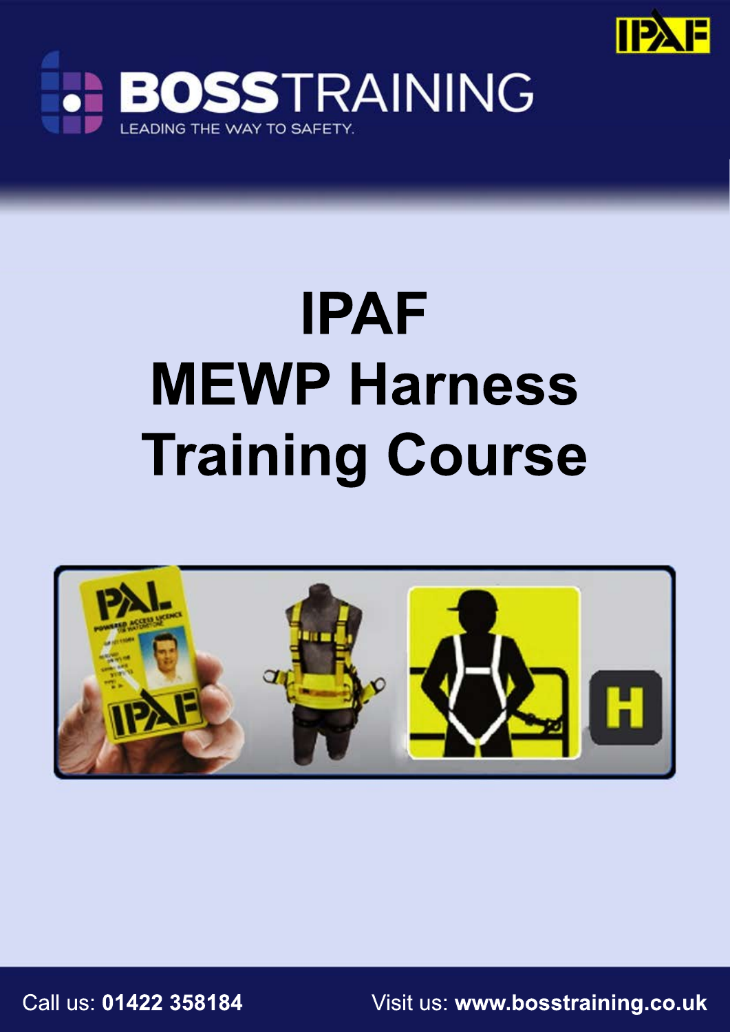BOSSTRAINING

LEADING THE WAY TO SAFETY.

# IPAF MEWP Harness Training Course

Call us: **01422 358184**

Visit us: **www.bosstraining.co.uk**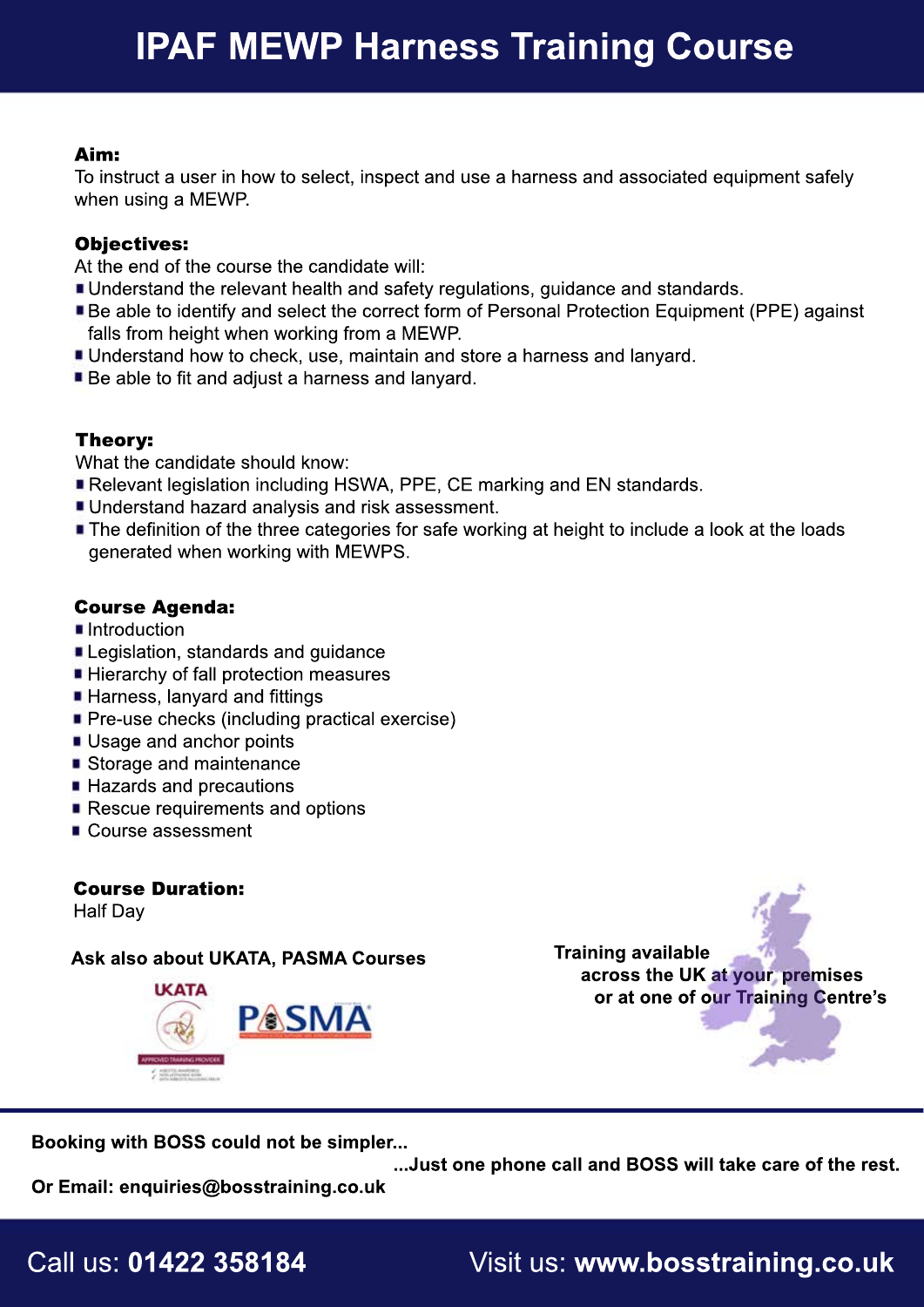# IPAF MEWP Harness Training Course

**Aim:**

To instruct a user in how to select, inspect and use a harness and associated equipment safely when using a MEWP.

**Objectives:**

At the end of the course the candidate will:

- Understand the relevant health and safety regulations, guidance and standards.
- Be able to identify and select the correct form of Personal Protection Equipment (PPE) against falls from height when working from a MEWP.
- Understand how to check, use, maintain and store a harness and lanyard.
- Be able to fit and adjust a harness and lanyard.

**Theory:**

What the candidate should know:

- Relevant legislation including HSWA, PPE, CE marking and EN standards.
- Understand hazard analysis and risk assessment.
- The definition of the three categories for safe working at height to include a look at the loads generated when working with MEWPS.

**Course Agenda:**

- Introduction
- Legislation, standards and guidance
- Hierarchy of fall protection measures
- Harness, lanyard and fittings
- Pre-use checks (including practical exercise)
- Usage and anchor points
- Storage and maintenance
- Hazards and precautions
- Rescue requirements and options
- Course assessment

**Course Duration:**

Half Day

**Ask also about UKATA, PASMA Courses**

UKATA

APPROVED TRAINING PROVIDER

PASMA

**Training available across the UK at your premises or at one of our Training Centre's**

**Booking with BOSS could not be simpler...**

**...Just one phone call and BOSS will take care of the rest.**

**Or Email: enquiries@bosstraining.co.uk**

Call us: **01422 358184**

Visit us: **www.bosstraining.co.uk**